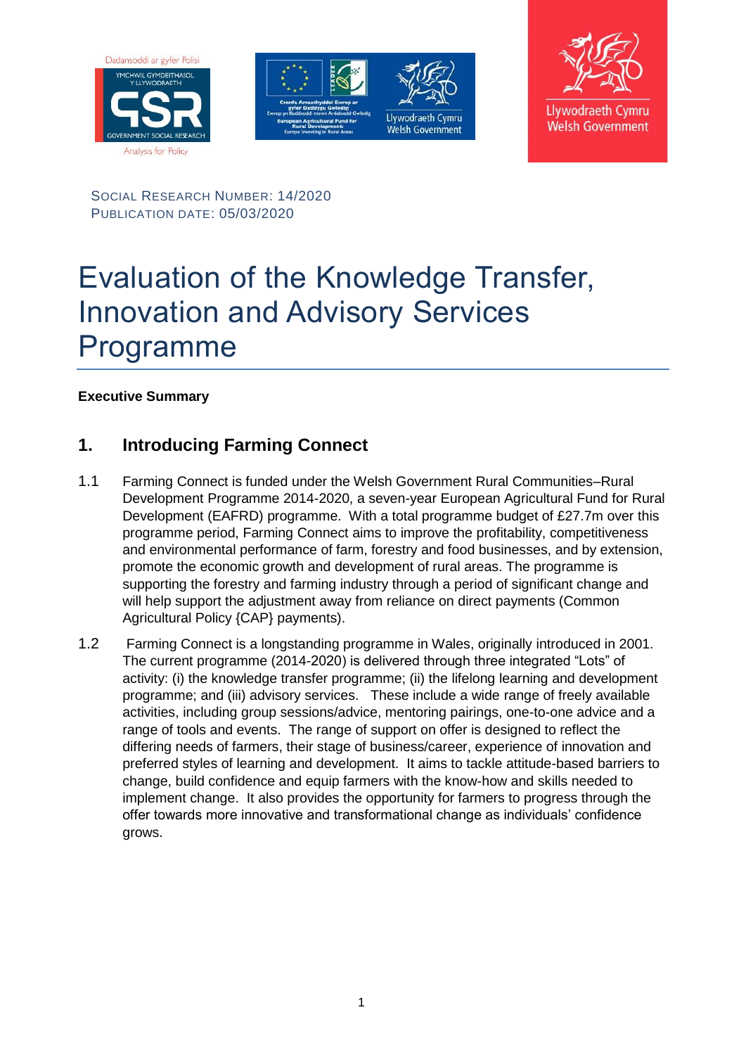SOCIAL RESEARCH NUMBER: 14/2020
PUBLICATION DATE: 05/03/2020

# Evaluation of the Knowledge Transfer, Innovation and Advisory Services Programme

**Executive Summary**

## 1. Introducing Farming Connect

1.1 Farming Connect is funded under the Welsh Government Rural Communities–Rural Development Programme 2014-2020, a seven-year European Agricultural Fund for Rural Development (EAFRD) programme. With a total programme budget of £27.7m over this programme period, Farming Connect aims to improve the profitability, competitiveness and environmental performance of farm, forestry and food businesses, and by extension, promote the economic growth and development of rural areas. The programme is supporting the forestry and farming industry through a period of significant change and will help support the adjustment away from reliance on direct payments (Common Agricultural Policy {CAP} payments).

1.2 Farming Connect is a longstanding programme in Wales, originally introduced in 2001. The current programme (2014-2020) is delivered through three integrated "Lots" of activity: (i) the knowledge transfer programme; (ii) the lifelong learning and development programme; and (iii) advisory services. These include a wide range of freely available activities, including group sessions/advice, mentoring pairings, one-to-one advice and a range of tools and events. The range of support on offer is designed to reflect the differing needs of farmers, their stage of business/career, experience of innovation and preferred styles of learning and development. It aims to tackle attitude-based barriers to change, build confidence and equip farmers with the know-how and skills needed to implement change. It also provides the opportunity for farmers to progress through the offer towards more innovative and transformational change as individuals' confidence grows.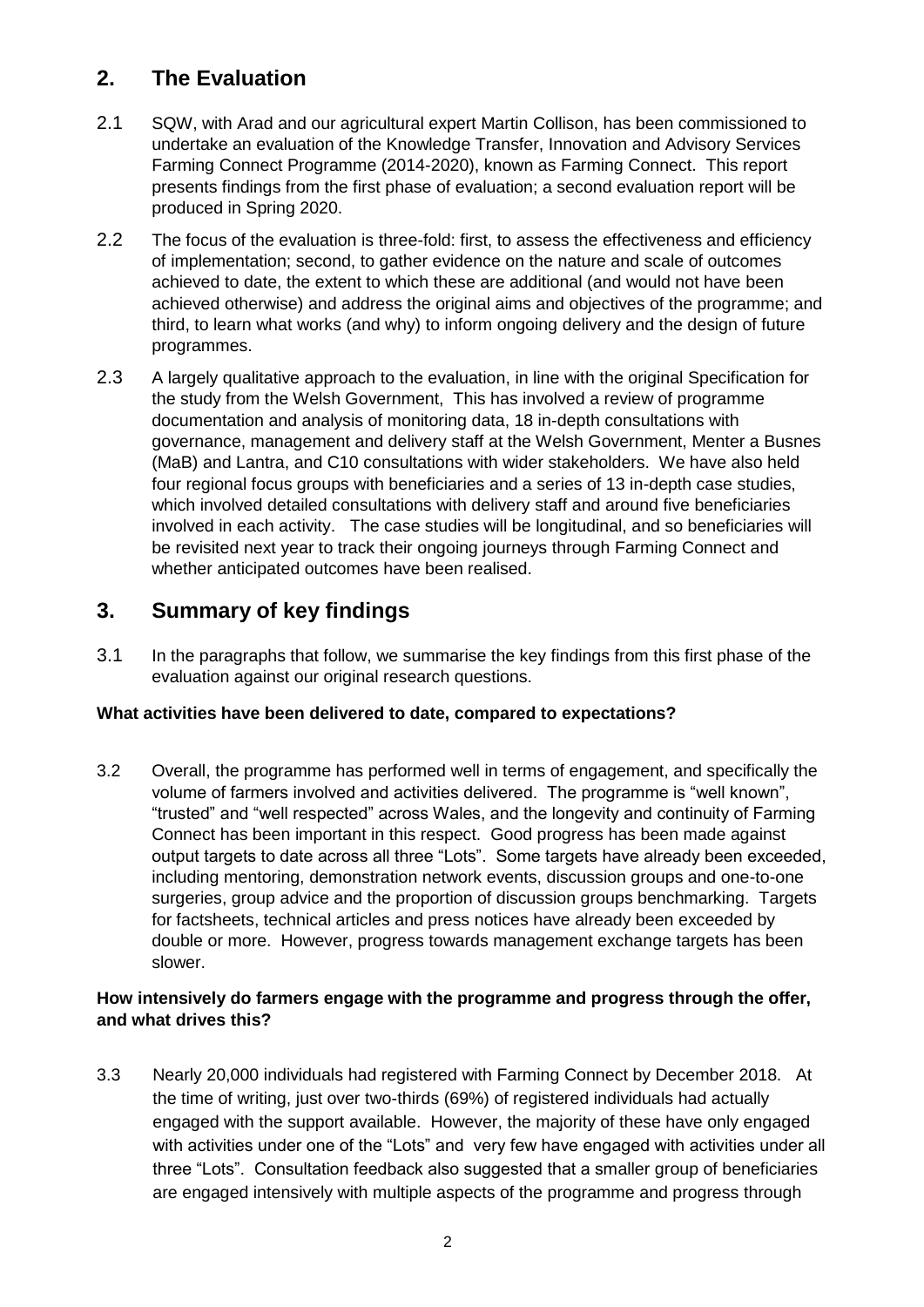## 2. The Evaluation

2.1 SQW, with Arad and our agricultural expert Martin Collison, has been commissioned to undertake an evaluation of the Knowledge Transfer, Innovation and Advisory Services Farming Connect Programme (2014-2020), known as Farming Connect. This report presents findings from the first phase of evaluation; a second evaluation report will be produced in Spring 2020.

2.2 The focus of the evaluation is three-fold: first, to assess the effectiveness and efficiency of implementation; second, to gather evidence on the nature and scale of outcomes achieved to date, the extent to which these are additional (and would not have been achieved otherwise) and address the original aims and objectives of the programme; and third, to learn what works (and why) to inform ongoing delivery and the design of future programmes.

2.3 A largely qualitative approach to the evaluation, in line with the original Specification for the study from the Welsh Government, This has involved a review of programme documentation and analysis of monitoring data, 18 in-depth consultations with governance, management and delivery staff at the Welsh Government, Menter a Busnes (MaB) and Lantra, and C10 consultations with wider stakeholders. We have also held four regional focus groups with beneficiaries and a series of 13 in-depth case studies, which involved detailed consultations with delivery staff and around five beneficiaries involved in each activity. The case studies will be longitudinal, and so beneficiaries will be revisited next year to track their ongoing journeys through Farming Connect and whether anticipated outcomes have been realised.

## 3. Summary of key findings

3.1 In the paragraphs that follow, we summarise the key findings from this first phase of the evaluation against our original research questions.

**What activities have been delivered to date, compared to expectations?**

3.2 Overall, the programme has performed well in terms of engagement, and specifically the volume of farmers involved and activities delivered. The programme is "well known", "trusted" and "well respected" across Wales, and the longevity and continuity of Farming Connect has been important in this respect. Good progress has been made against output targets to date across all three "Lots". Some targets have already been exceeded, including mentoring, demonstration network events, discussion groups and one-to-one surgeries, group advice and the proportion of discussion groups benchmarking. Targets for factsheets, technical articles and press notices have already been exceeded by double or more. However, progress towards management exchange targets has been slower.

**How intensively do farmers engage with the programme and progress through the offer, and what drives this?**

3.3 Nearly 20,000 individuals had registered with Farming Connect by December 2018. At the time of writing, just over two-thirds (69%) of registered individuals had actually engaged with the support available. However, the majority of these have only engaged with activities under one of the "Lots" and very few have engaged with activities under all three "Lots". Consultation feedback also suggested that a smaller group of beneficiaries are engaged intensively with multiple aspects of the programme and progress through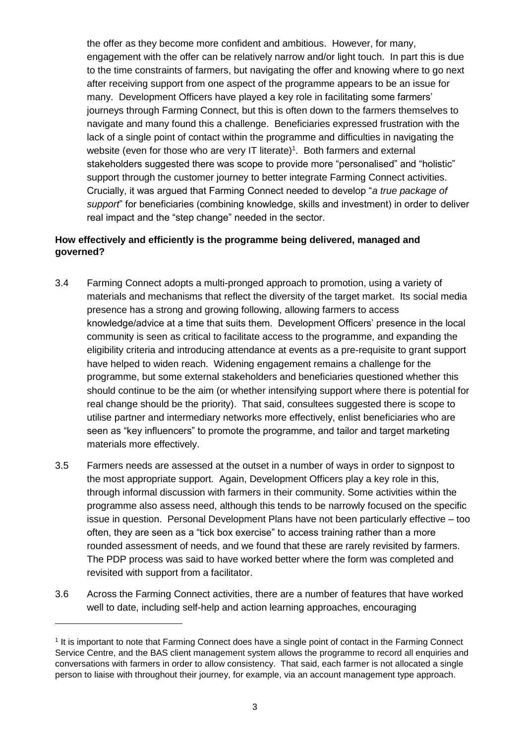the offer as they become more confident and ambitious. However, for many, engagement with the offer can be relatively narrow and/or light touch. In part this is due to the time constraints of farmers, but navigating the offer and knowing where to go next after receiving support from one aspect of the programme appears to be an issue for many. Development Officers have played a key role in facilitating some farmers' journeys through Farming Connect, but this is often down to the farmers themselves to navigate and many found this a challenge. Beneficiaries expressed frustration with the lack of a single point of contact within the programme and difficulties in navigating the website (even for those who are very IT literate)[1]. Both farmers and external stakeholders suggested there was scope to provide more "personalised" and "holistic" support through the customer journey to better integrate Farming Connect activities. Crucially, it was argued that Farming Connect needed to develop "*a true package of support*" for beneficiaries (combining knowledge, skills and investment) in order to deliver real impact and the "step change" needed in the sector.

**How effectively and efficiently is the programme being delivered, managed and governed?**

3.4 Farming Connect adopts a multi-pronged approach to promotion, using a variety of materials and mechanisms that reflect the diversity of the target market. Its social media presence has a strong and growing following, allowing farmers to access knowledge/advice at a time that suits them. Development Officers' presence in the local community is seen as critical to facilitate access to the programme, and expanding the eligibility criteria and introducing attendance at events as a pre-requisite to grant support have helped to widen reach. Widening engagement remains a challenge for the programme, but some external stakeholders and beneficiaries questioned whether this should continue to be the aim (or whether intensifying support where there is potential for real change should be the priority). That said, consultees suggested there is scope to utilise partner and intermediary networks more effectively, enlist beneficiaries who are seen as "key influencers" to promote the programme, and tailor and target marketing materials more effectively.

3.5 Farmers needs are assessed at the outset in a number of ways in order to signpost to the most appropriate support. Again, Development Officers play a key role in this, through informal discussion with farmers in their community. Some activities within the programme also assess need, although this tends to be narrowly focused on the specific issue in question. Personal Development Plans have not been particularly effective – too often, they are seen as a "tick box exercise" to access training rather than a more rounded assessment of needs, and we found that these are rarely revisited by farmers. The PDP process was said to have worked better where the form was completed and revisited with support from a facilitator.

3.6 Across the Farming Connect activities, there are a number of features that have worked well to date, including self-help and action learning approaches, encouraging

[1] It is important to note that Farming Connect does have a single point of contact in the Farming Connect Service Centre, and the BAS client management system allows the programme to record all enquiries and conversations with farmers in order to allow consistency. That said, each farmer is not allocated a single person to liaise with throughout their journey, for example, via an account management type approach.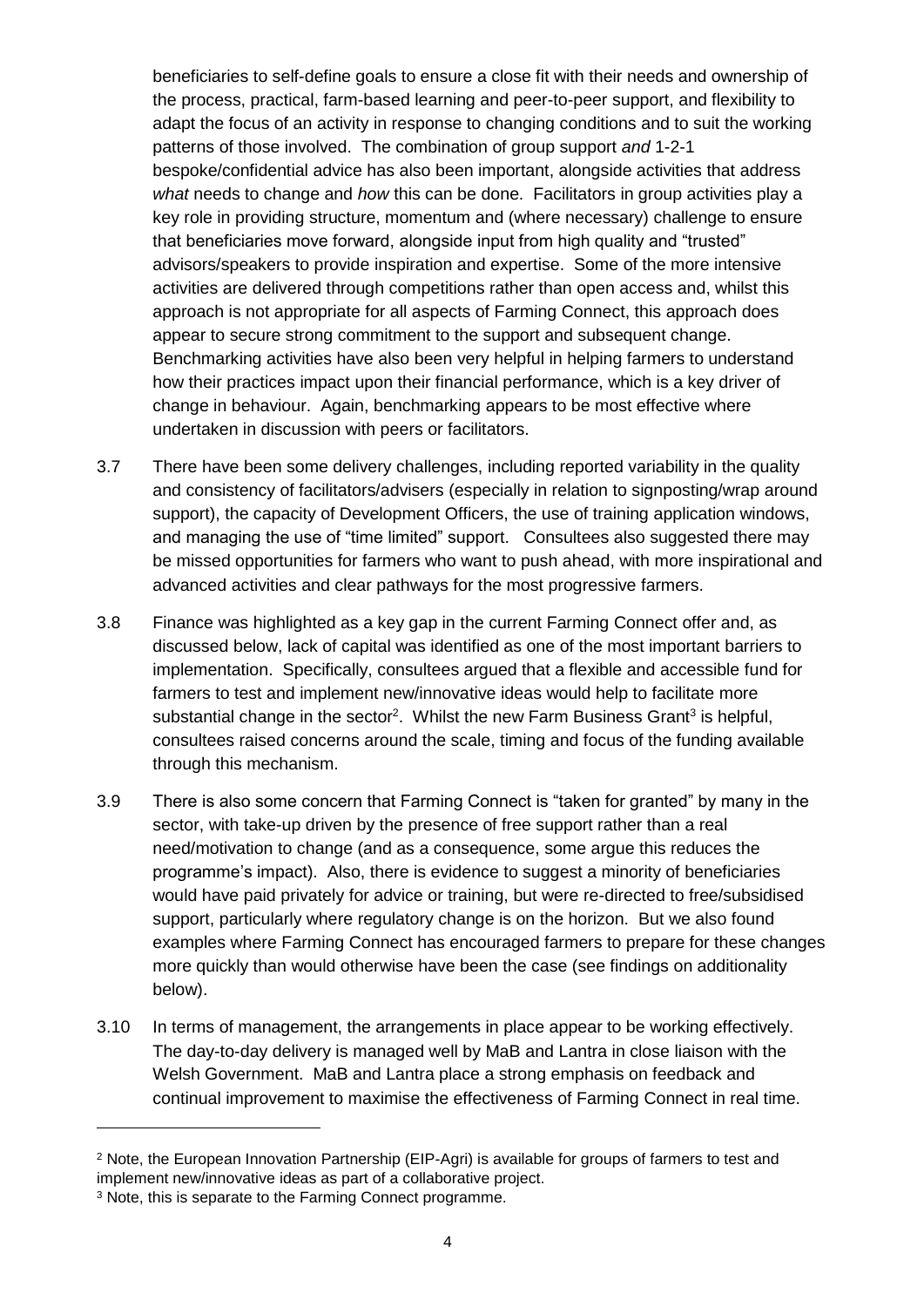beneficiaries to self-define goals to ensure a close fit with their needs and ownership of the process, practical, farm-based learning and peer-to-peer support, and flexibility to adapt the focus of an activity in response to changing conditions and to suit the working patterns of those involved. The combination of group support *and* 1-2-1 bespoke/confidential advice has also been important, alongside activities that address *what* needs to change and *how* this can be done. Facilitators in group activities play a key role in providing structure, momentum and (where necessary) challenge to ensure that beneficiaries move forward, alongside input from high quality and "trusted" advisors/speakers to provide inspiration and expertise. Some of the more intensive activities are delivered through competitions rather than open access and, whilst this approach is not appropriate for all aspects of Farming Connect, this approach does appear to secure strong commitment to the support and subsequent change. Benchmarking activities have also been very helpful in helping farmers to understand how their practices impact upon their financial performance, which is a key driver of change in behaviour. Again, benchmarking appears to be most effective where undertaken in discussion with peers or facilitators.

3.7 There have been some delivery challenges, including reported variability in the quality and consistency of facilitators/advisers (especially in relation to signposting/wrap around support), the capacity of Development Officers, the use of training application windows, and managing the use of "time limited" support. Consultees also suggested there may be missed opportunities for farmers who want to push ahead, with more inspirational and advanced activities and clear pathways for the most progressive farmers.

3.8 Finance was highlighted as a key gap in the current Farming Connect offer and, as discussed below, lack of capital was identified as one of the most important barriers to implementation. Specifically, consultees argued that a flexible and accessible fund for farmers to test and implement new/innovative ideas would help to facilitate more substantial change in the sector[2]. Whilst the new Farm Business Grant[3] is helpful, consultees raised concerns around the scale, timing and focus of the funding available through this mechanism.

3.9 There is also some concern that Farming Connect is "taken for granted" by many in the sector, with take-up driven by the presence of free support rather than a real need/motivation to change (and as a consequence, some argue this reduces the programme's impact). Also, there is evidence to suggest a minority of beneficiaries would have paid privately for advice or training, but were re-directed to free/subsidised support, particularly where regulatory change is on the horizon. But we also found examples where Farming Connect has encouraged farmers to prepare for these changes more quickly than would otherwise have been the case (see findings on additionality below).

3.10 In terms of management, the arrangements in place appear to be working effectively. The day-to-day delivery is managed well by MaB and Lantra in close liaison with the Welsh Government. MaB and Lantra place a strong emphasis on feedback and continual improvement to maximise the effectiveness of Farming Connect in real time.

---

[2] Note, the European Innovation Partnership (EIP-Agri) is available for groups of farmers to test and implement new/innovative ideas as part of a collaborative project.

[3] Note, this is separate to the Farming Connect programme.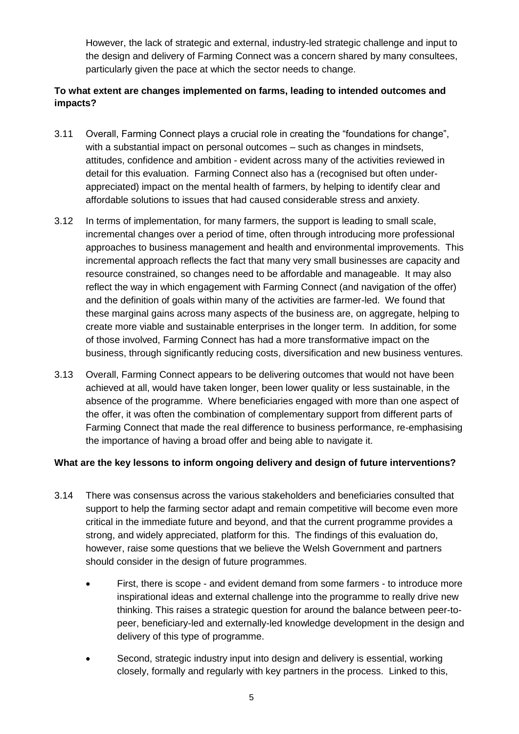However, the lack of strategic and external, industry-led strategic challenge and input to the design and delivery of Farming Connect was a concern shared by many consultees, particularly given the pace at which the sector needs to change.

**To what extent are changes implemented on farms, leading to intended outcomes and impacts?**

3.11 Overall, Farming Connect plays a crucial role in creating the "foundations for change", with a substantial impact on personal outcomes – such as changes in mindsets, attitudes, confidence and ambition - evident across many of the activities reviewed in detail for this evaluation. Farming Connect also has a (recognised but often under-appreciated) impact on the mental health of farmers, by helping to identify clear and affordable solutions to issues that had caused considerable stress and anxiety.

3.12 In terms of implementation, for many farmers, the support is leading to small scale, incremental changes over a period of time, often through introducing more professional approaches to business management and health and environmental improvements. This incremental approach reflects the fact that many very small businesses are capacity and resource constrained, so changes need to be affordable and manageable. It may also reflect the way in which engagement with Farming Connect (and navigation of the offer) and the definition of goals within many of the activities are farmer-led. We found that these marginal gains across many aspects of the business are, on aggregate, helping to create more viable and sustainable enterprises in the longer term. In addition, for some of those involved, Farming Connect has had a more transformative impact on the business, through significantly reducing costs, diversification and new business ventures.

3.13 Overall, Farming Connect appears to be delivering outcomes that would not have been achieved at all, would have taken longer, been lower quality or less sustainable, in the absence of the programme. Where beneficiaries engaged with more than one aspect of the offer, it was often the combination of complementary support from different parts of Farming Connect that made the real difference to business performance, re-emphasising the importance of having a broad offer and being able to navigate it.

**What are the key lessons to inform ongoing delivery and design of future interventions?**

3.14 There was consensus across the various stakeholders and beneficiaries consulted that support to help the farming sector adapt and remain competitive will become even more critical in the immediate future and beyond, and that the current programme provides a strong, and widely appreciated, platform for this. The findings of this evaluation do, however, raise some questions that we believe the Welsh Government and partners should consider in the design of future programmes.

- First, there is scope - and evident demand from some farmers - to introduce more inspirational ideas and external challenge into the programme to really drive new thinking. This raises a strategic question for around the balance between peer-to-peer, beneficiary-led and externally-led knowledge development in the design and delivery of this type of programme.
- Second, strategic industry input into design and delivery is essential, working closely, formally and regularly with key partners in the process. Linked to this,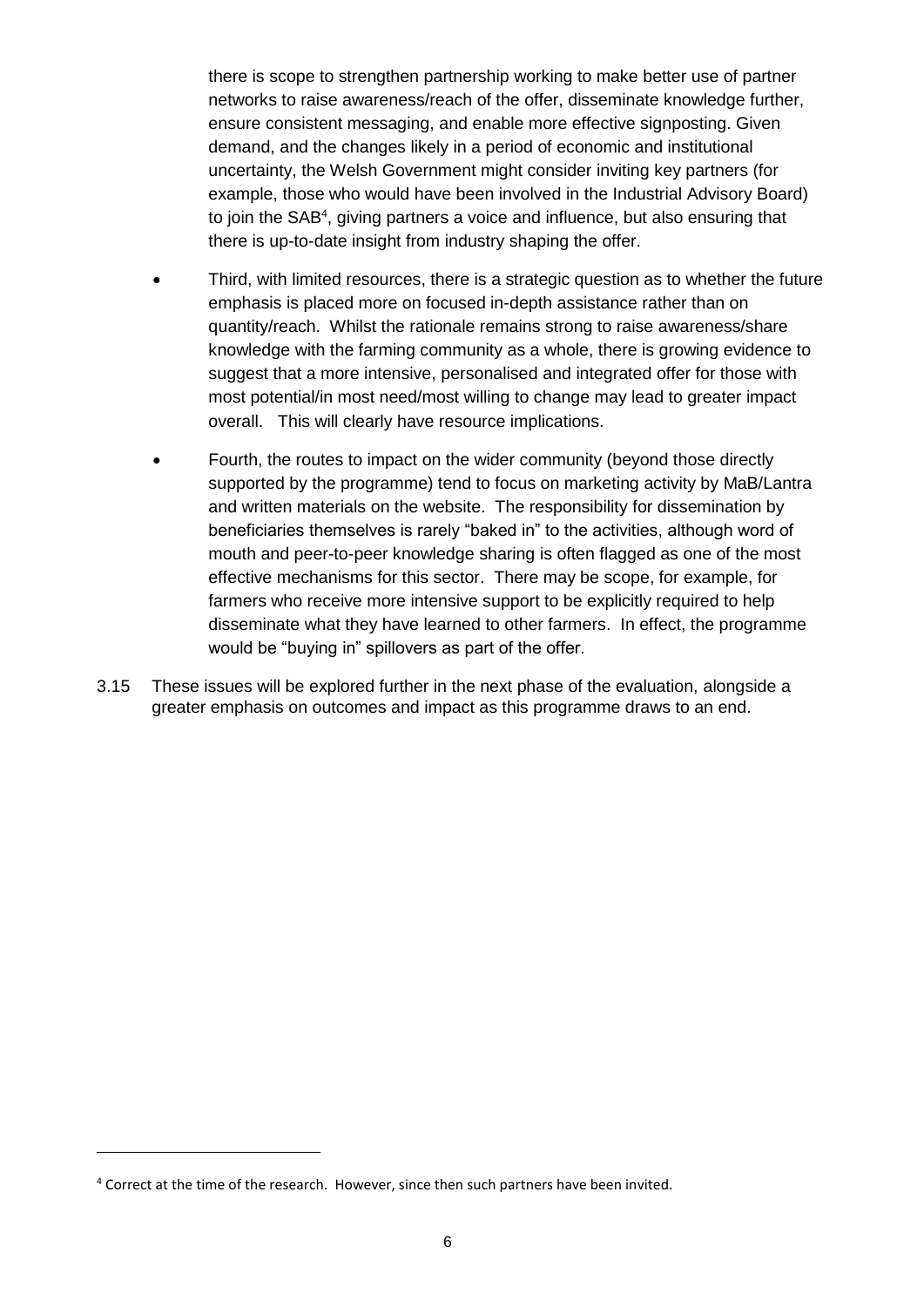there is scope to strengthen partnership working to make better use of partner networks to raise awareness/reach of the offer, disseminate knowledge further, ensure consistent messaging, and enable more effective signposting. Given demand, and the changes likely in a period of economic and institutional uncertainty, the Welsh Government might consider inviting key partners (for example, those who would have been involved in the Industrial Advisory Board) to join the SAB[4], giving partners a voice and influence, but also ensuring that there is up-to-date insight from industry shaping the offer.

- Third, with limited resources, there is a strategic question as to whether the future emphasis is placed more on focused in-depth assistance rather than on quantity/reach. Whilst the rationale remains strong to raise awareness/share knowledge with the farming community as a whole, there is growing evidence to suggest that a more intensive, personalised and integrated offer for those with most potential/in most need/most willing to change may lead to greater impact overall. This will clearly have resource implications.
- Fourth, the routes to impact on the wider community (beyond those directly supported by the programme) tend to focus on marketing activity by MaB/Lantra and written materials on the website. The responsibility for dissemination by beneficiaries themselves is rarely "baked in" to the activities, although word of mouth and peer-to-peer knowledge sharing is often flagged as one of the most effective mechanisms for this sector. There may be scope, for example, for farmers who receive more intensive support to be explicitly required to help disseminate what they have learned to other farmers. In effect, the programme would be "buying in" spillovers as part of the offer.

3.15 These issues will be explored further in the next phase of the evaluation, alongside a greater emphasis on outcomes and impact as this programme draws to an end.

---

[4] Correct at the time of the research. However, since then such partners have been invited.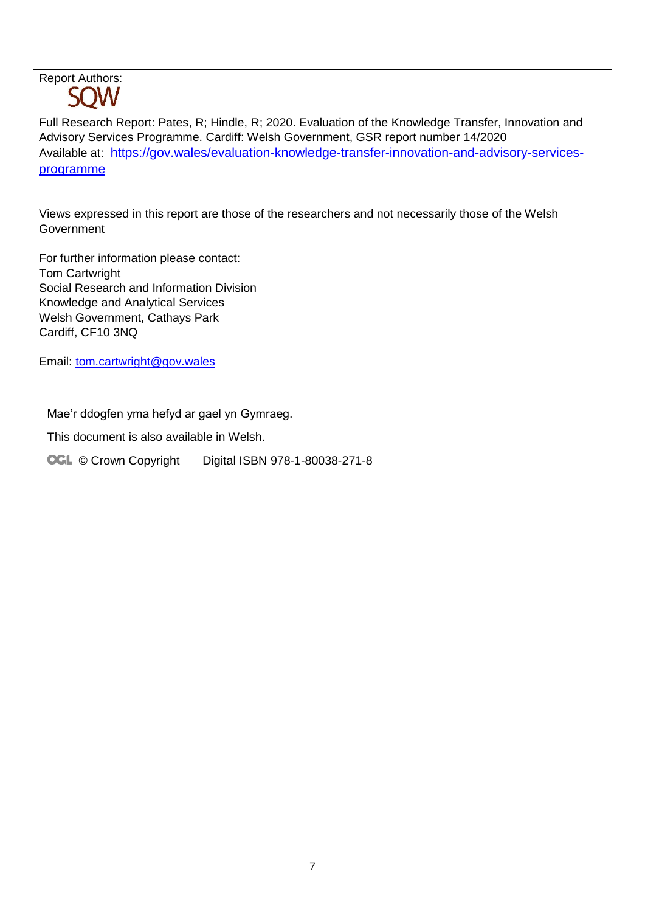Report Authors:

SQW

Full Research Report: Pates, R; Hindle, R; 2020. Evaluation of the Knowledge Transfer, Innovation and Advisory Services Programme. Cardiff: Welsh Government, GSR report number 14/2020

Available at: https://gov.wales/evaluation-knowledge-transfer-innovation-and-advisory-services-programme

Views expressed in this report are those of the researchers and not necessarily those of the Welsh Government

For further information please contact:
Tom Cartwright
Social Research and Information Division
Knowledge and Analytical Services
Welsh Government, Cathays Park
Cardiff, CF10 3NQ

Email: tom.cartwright@gov.wales

Mae'r ddogfen yma hefyd ar gael yn Gymraeg.

This document is also available in Welsh.

OGL © Crown Copyright Digital ISBN 978-1-80038-271-8